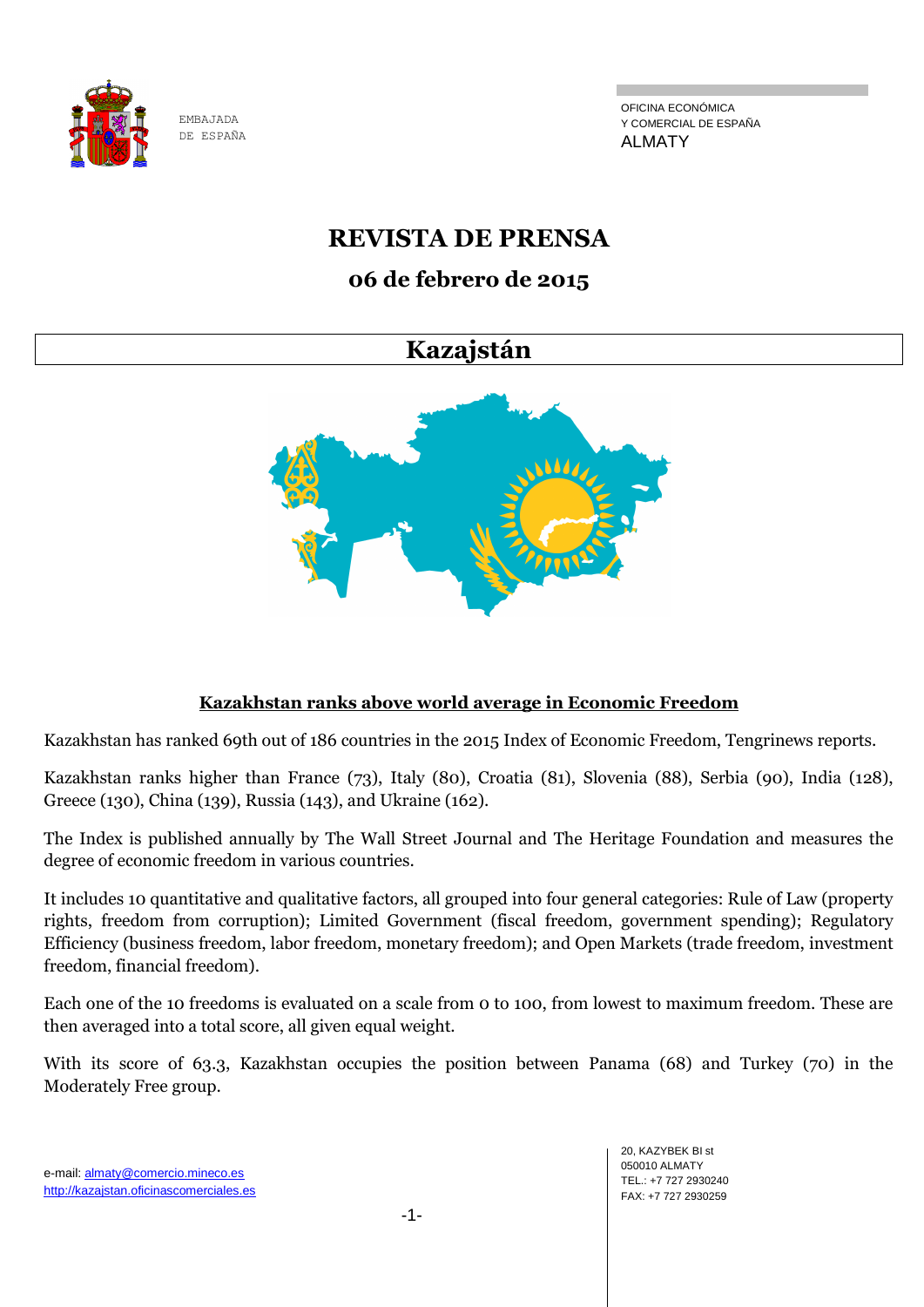EMBAJADA DE ESPAÑA

OFICINA ECONÓMICA
Y COMERCIAL DE ESPAÑA
ALMATY

# REVISTA DE PRENSA

## 06 de febrero de 2015

## Kazajstán

### Kazakhstan ranks above world average in Economic Freedom

Kazakhstan has ranked 69th out of 186 countries in the 2015 Index of Economic Freedom, Tengrinews reports.

Kazakhstan ranks higher than France (73), Italy (80), Croatia (81), Slovenia (88), Serbia (90), India (128), Greece (130), China (139), Russia (143), and Ukraine (162).

The Index is published annually by The Wall Street Journal and The Heritage Foundation and measures the degree of economic freedom in various countries.

It includes 10 quantitative and qualitative factors, all grouped into four general categories: Rule of Law (property rights, freedom from corruption); Limited Government (fiscal freedom, government spending); Regulatory Efficiency (business freedom, labor freedom, monetary freedom); and Open Markets (trade freedom, investment freedom, financial freedom).

Each one of the 10 freedoms is evaluated on a scale from 0 to 100, from lowest to maximum freedom. These are then averaged into a total score, all given equal weight.

With its score of 63.3, Kazakhstan occupies the position between Panama (68) and Turkey (70) in the Moderately Free group.

e-mail: almaty@comercio.mineco.es
http://kazajstan.oficinascomerciales.es

20, KAZYBEK BI st
050010 ALMATY
TEL.: +7 727 2930240
FAX: +7 727 2930259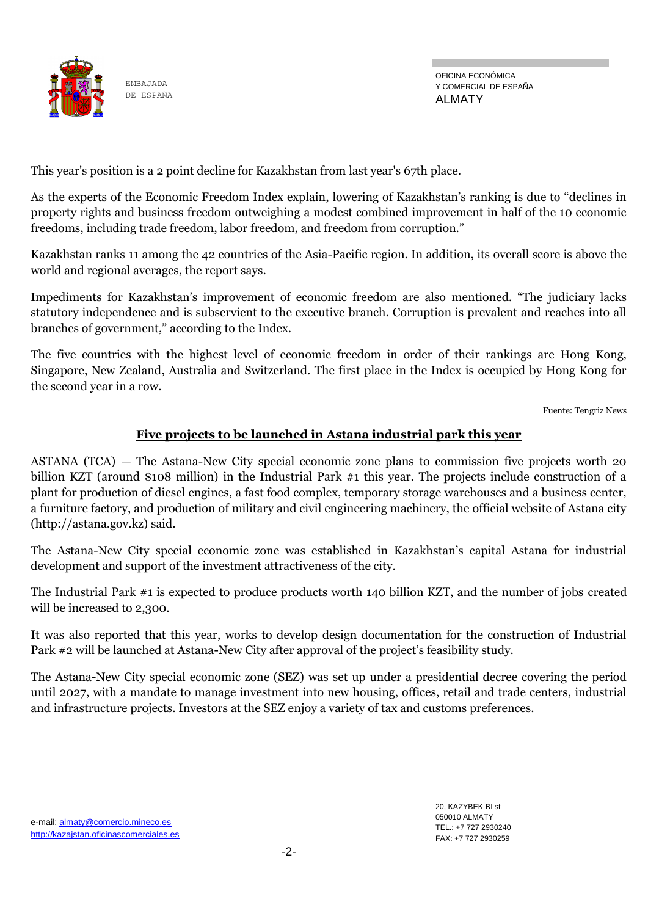This year's position is a 2 point decline for Kazakhstan from last year's 67th place.

As the experts of the Economic Freedom Index explain, lowering of Kazakhstan's ranking is due to "declines in property rights and business freedom outweighing a modest combined improvement in half of the 10 economic freedoms, including trade freedom, labor freedom, and freedom from corruption."

Kazakhstan ranks 11 among the 42 countries of the Asia-Pacific region. In addition, its overall score is above the world and regional averages, the report says.

Impediments for Kazakhstan's improvement of economic freedom are also mentioned. "The judiciary lacks statutory independence and is subservient to the executive branch. Corruption is prevalent and reaches into all branches of government," according to the Index.

The five countries with the highest level of economic freedom in order of their rankings are Hong Kong, Singapore, New Zealand, Australia and Switzerland. The first place in the Index is occupied by Hong Kong for the second year in a row.

Fuente: Tengriz News

## Five projects to be launched in Astana industrial park this year

ASTANA (TCA) — The Astana-New City special economic zone plans to commission five projects worth 20 billion KZT (around $108 million) in the Industrial Park #1 this year. The projects include construction of a plant for production of diesel engines, a fast food complex, temporary storage warehouses and a business center, a furniture factory, and production of military and civil engineering machinery, the official website of Astana city (http://astana.gov.kz) said.

The Astana-New City special economic zone was established in Kazakhstan's capital Astana for industrial development and support of the investment attractiveness of the city.

The Industrial Park #1 is expected to produce products worth 140 billion KZT, and the number of jobs created will be increased to 2,300.

It was also reported that this year, works to develop design documentation for the construction of Industrial Park #2 will be launched at Astana-New City after approval of the project's feasibility study.

The Astana-New City special economic zone (SEZ) was set up under a presidential decree covering the period until 2027, with a mandate to manage investment into new housing, offices, retail and trade centers, industrial and infrastructure projects. Investors at the SEZ enjoy a variety of tax and customs preferences.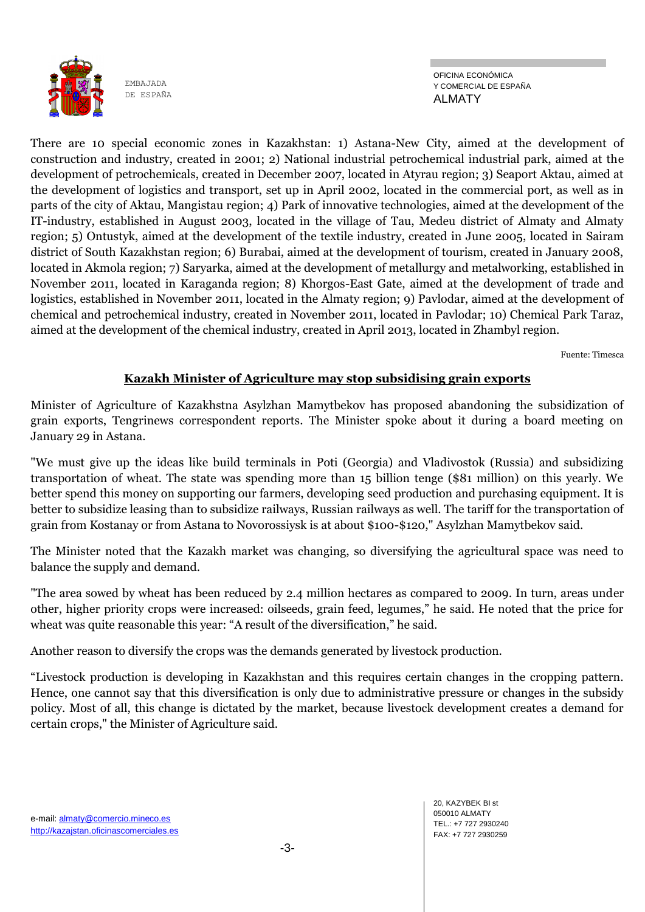There are 10 special economic zones in Kazakhstan: 1) Astana-New City, aimed at the development of construction and industry, created in 2001; 2) National industrial petrochemical industrial park, aimed at the development of petrochemicals, created in December 2007, located in Atyrau region; 3) Seaport Aktau, aimed at the development of logistics and transport, set up in April 2002, located in the commercial port, as well as in parts of the city of Aktau, Mangistau region; 4) Park of innovative technologies, aimed at the development of the IT-industry, established in August 2003, located in the village of Tau, Medeu district of Almaty and Almaty region; 5) Ontustyk, aimed at the development of the textile industry, created in June 2005, located in Sairam district of South Kazakhstan region; 6) Burabai, aimed at the development of tourism, created in January 2008, located in Akmola region; 7) Saryarka, aimed at the development of metallurgy and metalworking, established in November 2011, located in Karaganda region; 8) Khorgos-East Gate, aimed at the development of trade and logistics, established in November 2011, located in the Almaty region; 9) Pavlodar, aimed at the development of chemical and petrochemical industry, created in November 2011, located in Pavlodar; 10) Chemical Park Taraz, aimed at the development of the chemical industry, created in April 2013, located in Zhambyl region.

Fuente: Timesca

## Kazakh Minister of Agriculture may stop subsidising grain exports

Minister of Agriculture of Kazakhstna Asylzhan Mamytbekov has proposed abandoning the subsidization of grain exports, Tengrinews correspondent reports. The Minister spoke about it during a board meeting on January 29 in Astana.

"We must give up the ideas like build terminals in Poti (Georgia) and Vladivostok (Russia) and subsidizing transportation of wheat. The state was spending more than 15 billion tenge ($81 million) on this yearly. We better spend this money on supporting our farmers, developing seed production and purchasing equipment. It is better to subsidize leasing than to subsidize railways, Russian railways as well. The tariff for the transportation of grain from Kostanay or from Astana to Novorossiysk is at about $100-$120," Asylzhan Mamytbekov said.

The Minister noted that the Kazakh market was changing, so diversifying the agricultural space was need to balance the supply and demand.

"The area sowed by wheat has been reduced by 2.4 million hectares as compared to 2009. In turn, areas under other, higher priority crops were increased: oilseeds, grain feed, legumes," he said. He noted that the price for wheat was quite reasonable this year: "A result of the diversification," he said.

Another reason to diversify the crops was the demands generated by livestock production.

"Livestock production is developing in Kazakhstan and this requires certain changes in the cropping pattern. Hence, one cannot say that this diversification is only due to administrative pressure or changes in the subsidy policy. Most of all, this change is dictated by the market, because livestock development creates a demand for certain crops," the Minister of Agriculture said.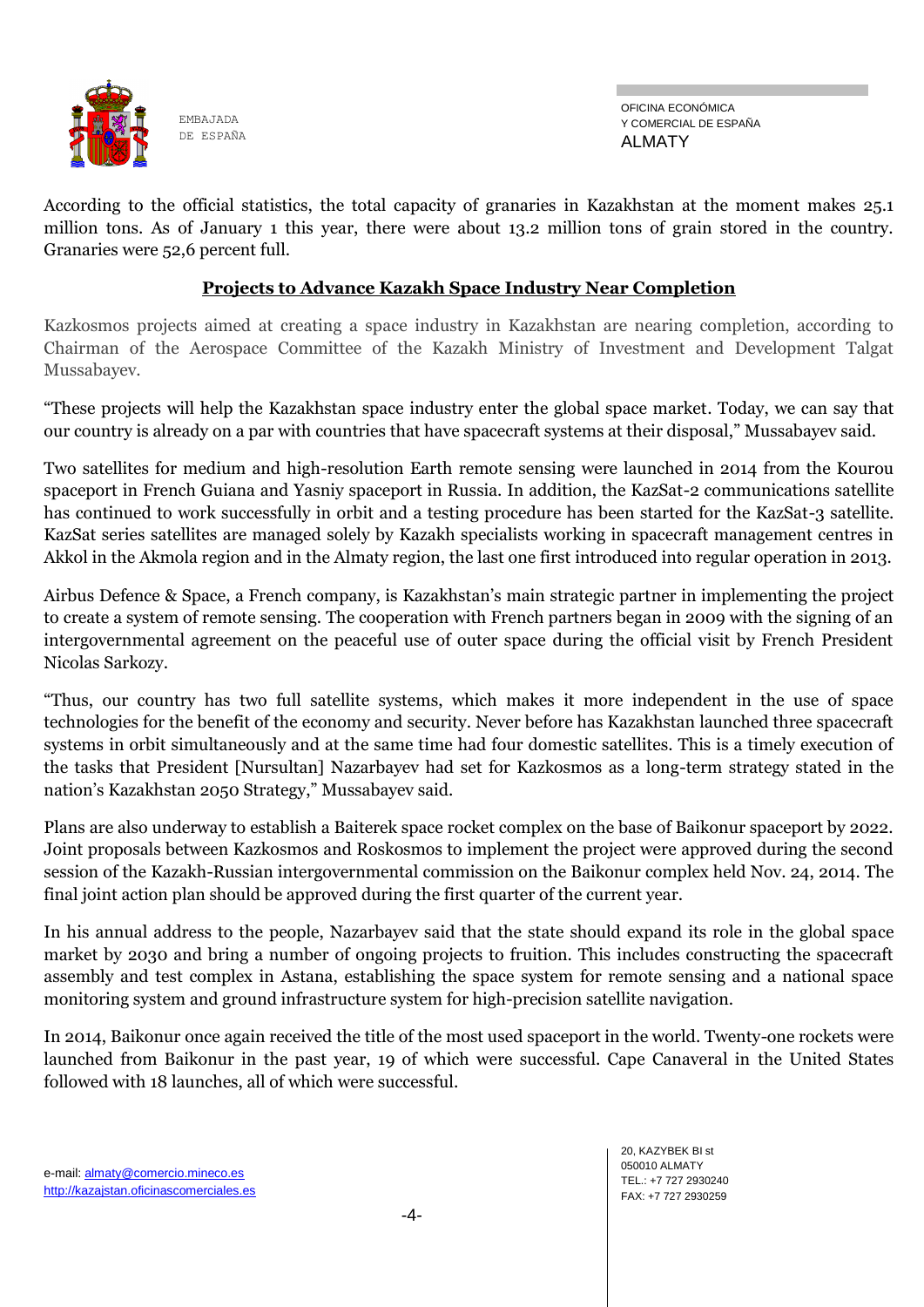According to the official statistics, the total capacity of granaries in Kazakhstan at the moment makes 25.1 million tons. As of January 1 this year, there were about 13.2 million tons of grain stored in the country. Granaries were 52,6 percent full.

## Projects to Advance Kazakh Space Industry Near Completion

Kazkosmos projects aimed at creating a space industry in Kazakhstan are nearing completion, according to Chairman of the Aerospace Committee of the Kazakh Ministry of Investment and Development Talgat Mussabayev.

"These projects will help the Kazakhstan space industry enter the global space market. Today, we can say that our country is already on a par with countries that have spacecraft systems at their disposal," Mussabayev said.

Two satellites for medium and high-resolution Earth remote sensing were launched in 2014 from the Kourou spaceport in French Guiana and Yasniy spaceport in Russia. In addition, the KazSat-2 communications satellite has continued to work successfully in orbit and a testing procedure has been started for the KazSat-3 satellite. KazSat series satellites are managed solely by Kazakh specialists working in spacecraft management centres in Akkol in the Akmola region and in the Almaty region, the last one first introduced into regular operation in 2013.

Airbus Defence & Space, a French company, is Kazakhstan's main strategic partner in implementing the project to create a system of remote sensing. The cooperation with French partners began in 2009 with the signing of an intergovernmental agreement on the peaceful use of outer space during the official visit by French President Nicolas Sarkozy.

"Thus, our country has two full satellite systems, which makes it more independent in the use of space technologies for the benefit of the economy and security. Never before has Kazakhstan launched three spacecraft systems in orbit simultaneously and at the same time had four domestic satellites. This is a timely execution of the tasks that President [Nursultan] Nazarbayev had set for Kazkosmos as a long-term strategy stated in the nation's Kazakhstan 2050 Strategy," Mussabayev said.

Plans are also underway to establish a Baiterek space rocket complex on the base of Baikonur spaceport by 2022. Joint proposals between Kazkosmos and Roskosmos to implement the project were approved during the second session of the Kazakh-Russian intergovernmental commission on the Baikonur complex held Nov. 24, 2014. The final joint action plan should be approved during the first quarter of the current year.

In his annual address to the people, Nazarbayev said that the state should expand its role in the global space market by 2030 and bring a number of ongoing projects to fruition. This includes constructing the spacecraft assembly and test complex in Astana, establishing the space system for remote sensing and a national space monitoring system and ground infrastructure system for high-precision satellite navigation.

In 2014, Baikonur once again received the title of the most used spaceport in the world. Twenty-one rockets were launched from Baikonur in the past year, 19 of which were successful. Cape Canaveral in the United States followed with 18 launches, all of which were successful.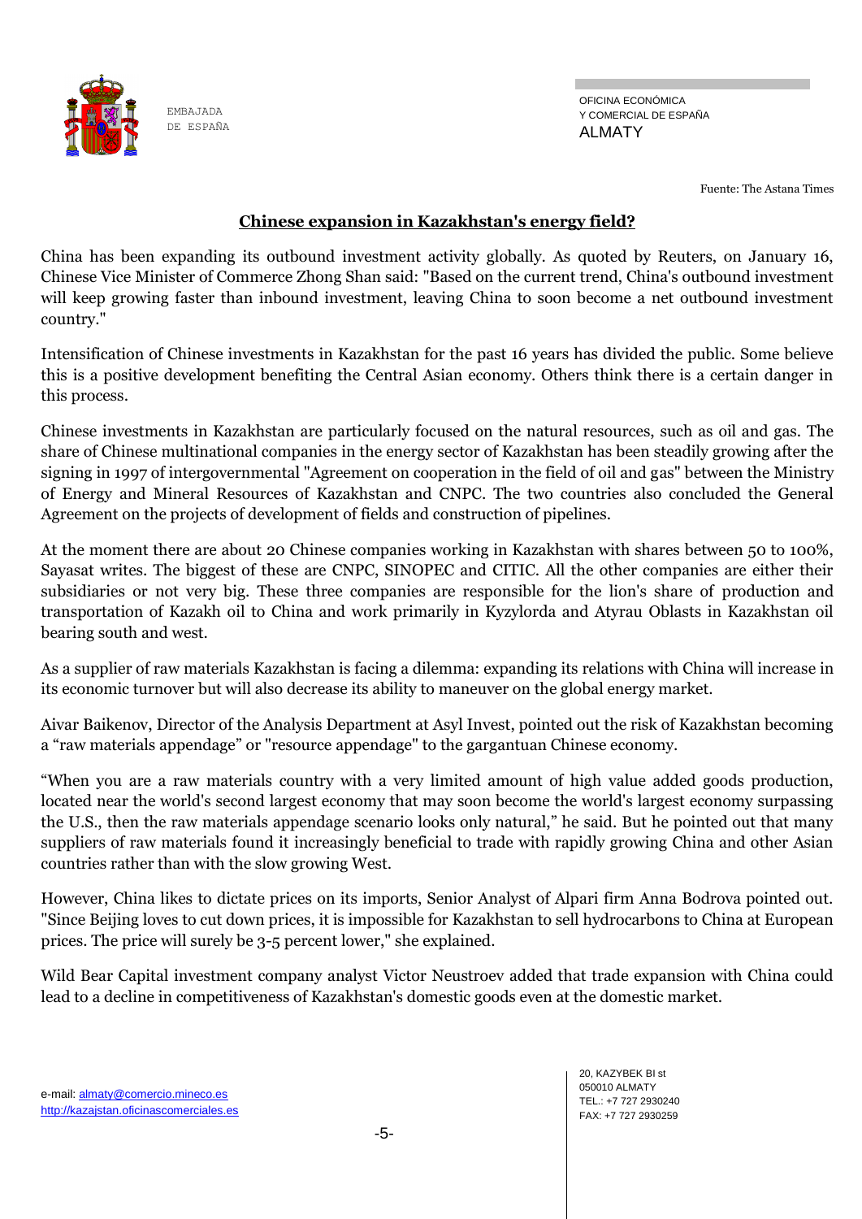Fuente: The Astana Times

## Chinese expansion in Kazakhstan's energy field?

China has been expanding its outbound investment activity globally. As quoted by Reuters, on January 16, Chinese Vice Minister of Commerce Zhong Shan said: "Based on the current trend, China's outbound investment will keep growing faster than inbound investment, leaving China to soon become a net outbound investment country."

Intensification of Chinese investments in Kazakhstan for the past 16 years has divided the public. Some believe this is a positive development benefiting the Central Asian economy. Others think there is a certain danger in this process.

Chinese investments in Kazakhstan are particularly focused on the natural resources, such as oil and gas. The share of Chinese multinational companies in the energy sector of Kazakhstan has been steadily growing after the signing in 1997 of intergovernmental "Agreement on cooperation in the field of oil and gas" between the Ministry of Energy and Mineral Resources of Kazakhstan and CNPC. The two countries also concluded the General Agreement on the projects of development of fields and construction of pipelines.

At the moment there are about 20 Chinese companies working in Kazakhstan with shares between 50 to 100%, Sayasat writes. The biggest of these are CNPC, SINOPEC and CITIC. All the other companies are either their subsidiaries or not very big. These three companies are responsible for the lion's share of production and transportation of Kazakh oil to China and work primarily in Kyzylorda and Atyrau Oblasts in Kazakhstan oil bearing south and west.

As a supplier of raw materials Kazakhstan is facing a dilemma: expanding its relations with China will increase in its economic turnover but will also decrease its ability to maneuver on the global energy market.

Aivar Baikenov, Director of the Analysis Department at Asyl Invest, pointed out the risk of Kazakhstan becoming a "raw materials appendage" or "resource appendage" to the gargantuan Chinese economy.

"When you are a raw materials country with a very limited amount of high value added goods production, located near the world's second largest economy that may soon become the world's largest economy surpassing the U.S., then the raw materials appendage scenario looks only natural," he said. But he pointed out that many suppliers of raw materials found it increasingly beneficial to trade with rapidly growing China and other Asian countries rather than with the slow growing West.

However, China likes to dictate prices on its imports, Senior Analyst of Alpari firm Anna Bodrova pointed out. "Since Beijing loves to cut down prices, it is impossible for Kazakhstan to sell hydrocarbons to China at European prices. The price will surely be 3-5 percent lower," she explained.

Wild Bear Capital investment company analyst Victor Neustroev added that trade expansion with China could lead to a decline in competitiveness of Kazakhstan's domestic goods even at the domestic market.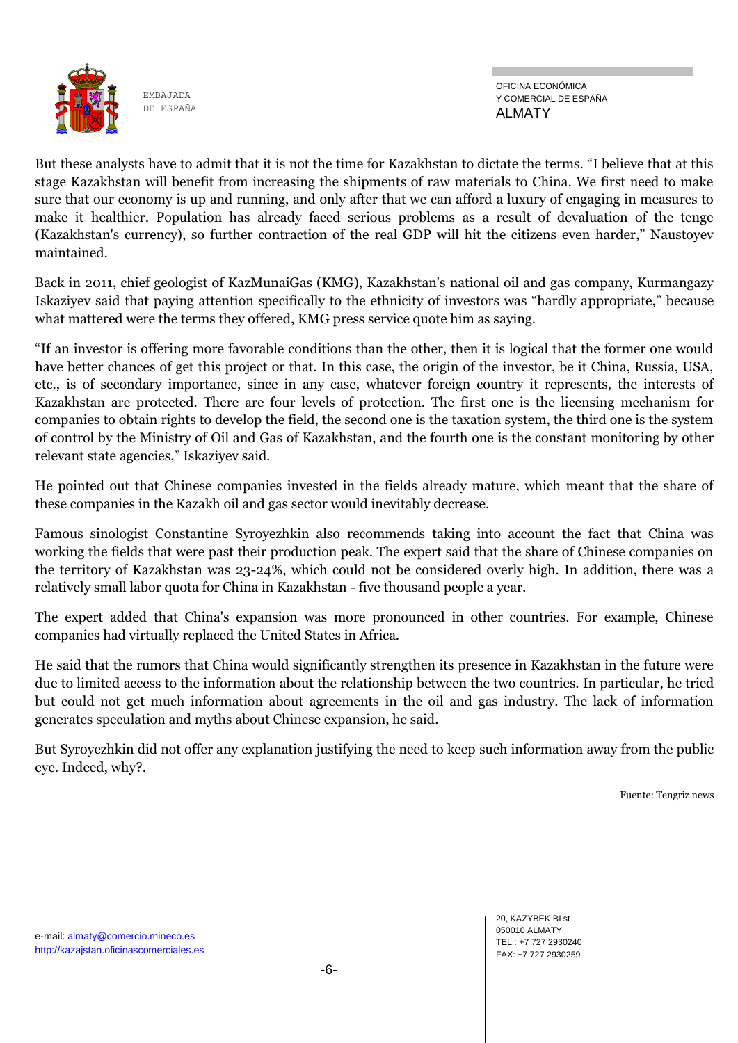But these analysts have to admit that it is not the time for Kazakhstan to dictate the terms. "I believe that at this stage Kazakhstan will benefit from increasing the shipments of raw materials to China. We first need to make sure that our economy is up and running, and only after that we can afford a luxury of engaging in measures to make it healthier. Population has already faced serious problems as a result of devaluation of the tenge (Kazakhstan's currency), so further contraction of the real GDP will hit the citizens even harder," Naustoyev maintained.

Back in 2011, chief geologist of KazMunaiGas (KMG), Kazakhstan's national oil and gas company, Kurmangazy Iskaziyev said that paying attention specifically to the ethnicity of investors was "hardly appropriate," because what mattered were the terms they offered, KMG press service quote him as saying.

"If an investor is offering more favorable conditions than the other, then it is logical that the former one would have better chances of get this project or that. In this case, the origin of the investor, be it China, Russia, USA, etc., is of secondary importance, since in any case, whatever foreign country it represents, the interests of Kazakhstan are protected. There are four levels of protection. The first one is the licensing mechanism for companies to obtain rights to develop the field, the second one is the taxation system, the third one is the system of control by the Ministry of Oil and Gas of Kazakhstan, and the fourth one is the constant monitoring by other relevant state agencies," Iskaziyev said.

He pointed out that Chinese companies invested in the fields already mature, which meant that the share of these companies in the Kazakh oil and gas sector would inevitably decrease.

Famous sinologist Constantine Syroyezhkin also recommends taking into account the fact that China was working the fields that were past their production peak. The expert said that the share of Chinese companies on the territory of Kazakhstan was 23-24%, which could not be considered overly high. In addition, there was a relatively small labor quota for China in Kazakhstan - five thousand people a year.

The expert added that China's expansion was more pronounced in other countries. For example, Chinese companies had virtually replaced the United States in Africa.

He said that the rumors that China would significantly strengthen its presence in Kazakhstan in the future were due to limited access to the information about the relationship between the two countries. In particular, he tried but could not get much information about agreements in the oil and gas industry. The lack of information generates speculation and myths about Chinese expansion, he said.

But Syroyezhkin did not offer any explanation justifying the need to keep such information away from the public eye. Indeed, why?.

Fuente: Tengriz news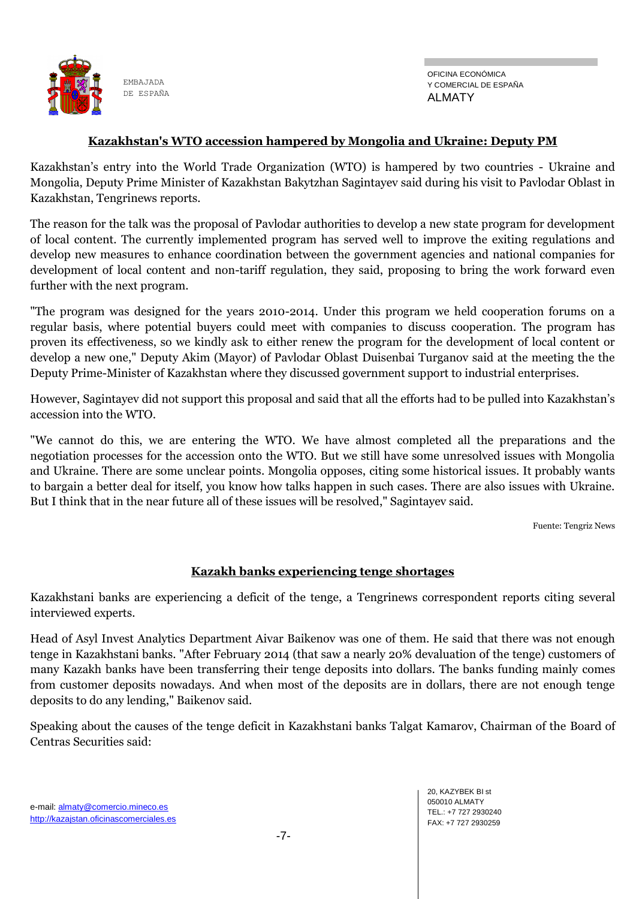## Kazakhstan's WTO accession hampered by Mongolia and Ukraine: Deputy PM

Kazakhstan's entry into the World Trade Organization (WTO) is hampered by two countries - Ukraine and Mongolia, Deputy Prime Minister of Kazakhstan Bakytzhan Sagintayev said during his visit to Pavlodar Oblast in Kazakhstan, Tengrinews reports.

The reason for the talk was the proposal of Pavlodar authorities to develop a new state program for development of local content. The currently implemented program has served well to improve the exiting regulations and develop new measures to enhance coordination between the government agencies and national companies for development of local content and non-tariff regulation, they said, proposing to bring the work forward even further with the next program.

"The program was designed for the years 2010-2014. Under this program we held cooperation forums on a regular basis, where potential buyers could meet with companies to discuss cooperation. The program has proven its effectiveness, so we kindly ask to either renew the program for the development of local content or develop a new one," Deputy Akim (Mayor) of Pavlodar Oblast Duisenbai Turganov said at the meeting the the Deputy Prime-Minister of Kazakhstan where they discussed government support to industrial enterprises.

However, Sagintayev did not support this proposal and said that all the efforts had to be pulled into Kazakhstan's accession into the WTO.

"We cannot do this, we are entering the WTO. We have almost completed all the preparations and the negotiation processes for the accession onto the WTO. But we still have some unresolved issues with Mongolia and Ukraine. There are some unclear points. Mongolia opposes, citing some historical issues. It probably wants to bargain a better deal for itself, you know how talks happen in such cases. There are also issues with Ukraine. But I think that in the near future all of these issues will be resolved," Sagintayev said.

Fuente: Tengriz News

## Kazakh banks experiencing tenge shortages

Kazakhstani banks are experiencing a deficit of the tenge, a Tengrinews correspondent reports citing several interviewed experts.

Head of Asyl Invest Analytics Department Aivar Baikenov was one of them. He said that there was not enough tenge in Kazakhstani banks. "After February 2014 (that saw a nearly 20% devaluation of the tenge) customers of many Kazakh banks have been transferring their tenge deposits into dollars. The banks funding mainly comes from customer deposits nowadays. And when most of the deposits are in dollars, there are not enough tenge deposits to do any lending," Baikenov said.

Speaking about the causes of the tenge deficit in Kazakhstani banks Talgat Kamarov, Chairman of the Board of Centras Securities said: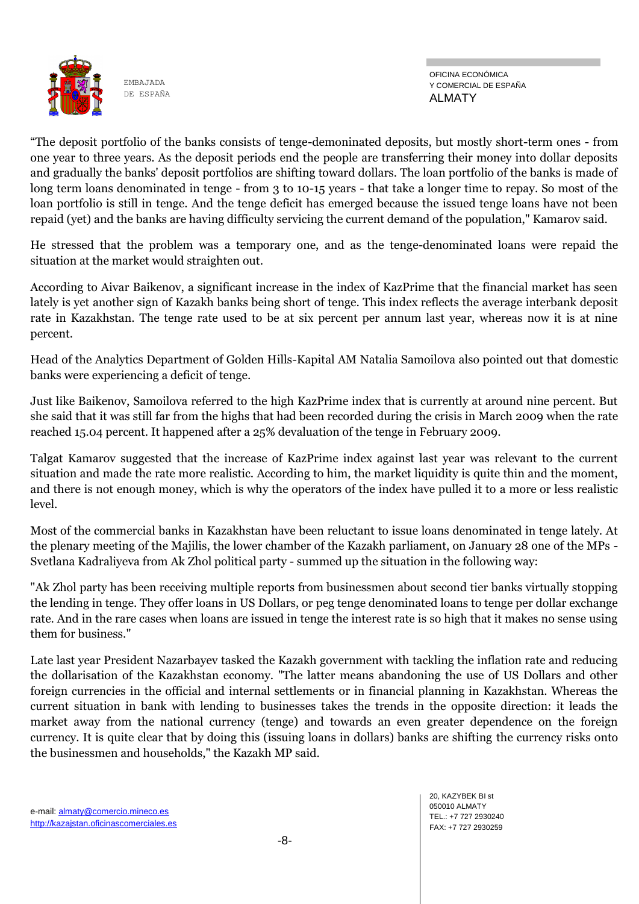“The deposit portfolio of the banks consists of tenge-demoninated deposits, but mostly short-term ones - from one year to three years. As the deposit periods end the people are transferring their money into dollar deposits and gradually the banks' deposit portfolios are shifting toward dollars. The loan portfolio of the banks is made of long term loans denominated in tenge - from 3 to 10-15 years - that take a longer time to repay. So most of the loan portfolio is still in tenge. And the tenge deficit has emerged because the issued tenge loans have not been repaid (yet) and the banks are having difficulty servicing the current demand of the population," Kamarov said.

He stressed that the problem was a temporary one, and as the tenge-denominated loans were repaid the situation at the market would straighten out.

According to Aivar Baikenov, a significant increase in the index of KazPrime that the financial market has seen lately is yet another sign of Kazakh banks being short of tenge. This index reflects the average interbank deposit rate in Kazakhstan. The tenge rate used to be at six percent per annum last year, whereas now it is at nine percent.

Head of the Analytics Department of Golden Hills-Kapital AM Natalia Samoilova also pointed out that domestic banks were experiencing a deficit of tenge.

Just like Baikenov, Samoilova referred to the high KazPrime index that is currently at around nine percent. But she said that it was still far from the highs that had been recorded during the crisis in March 2009 when the rate reached 15.04 percent. It happened after a 25% devaluation of the tenge in February 2009.

Talgat Kamarov suggested that the increase of KazPrime index against last year was relevant to the current situation and made the rate more realistic. According to him, the market liquidity is quite thin and the moment, and there is not enough money, which is why the operators of the index have pulled it to a more or less realistic level.

Most of the commercial banks in Kazakhstan have been reluctant to issue loans denominated in tenge lately. At the plenary meeting of the Majilis, the lower chamber of the Kazakh parliament, on January 28 one of the MPs - Svetlana Kadraliyeva from Ak Zhol political party - summed up the situation in the following way:

"Ak Zhol party has been receiving multiple reports from businessmen about second tier banks virtually stopping the lending in tenge. They offer loans in US Dollars, or peg tenge denominated loans to tenge per dollar exchange rate. And in the rare cases when loans are issued in tenge the interest rate is so high that it makes no sense using them for business."

Late last year President Nazarbayev tasked the Kazakh government with tackling the inflation rate and reducing the dollarisation of the Kazakhstan economy. "The latter means abandoning the use of US Dollars and other foreign currencies in the official and internal settlements or in financial planning in Kazakhstan. Whereas the current situation in bank with lending to businesses takes the trends in the opposite direction: it leads the market away from the national currency (tenge) and towards an even greater dependence on the foreign currency. It is quite clear that by doing this (issuing loans in dollars) banks are shifting the currency risks onto the businessmen and households," the Kazakh MP said.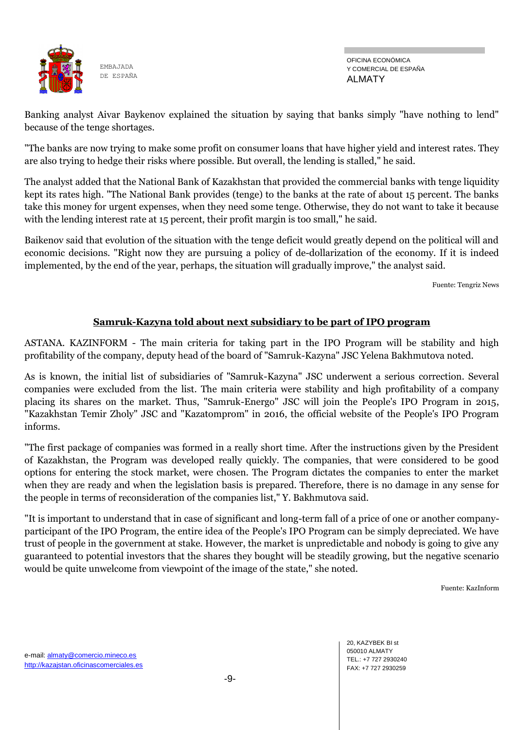Banking analyst Aivar Baykenov explained the situation by saying that banks simply "have nothing to lend" because of the tenge shortages.

"The banks are now trying to make some profit on consumer loans that have higher yield and interest rates. They are also trying to hedge their risks where possible. But overall, the lending is stalled," he said.

The analyst added that the National Bank of Kazakhstan that provided the commercial banks with tenge liquidity kept its rates high. "The National Bank provides (tenge) to the banks at the rate of about 15 percent. The banks take this money for urgent expenses, when they need some tenge. Otherwise, they do not want to take it because with the lending interest rate at 15 percent, their profit margin is too small," he said.

Baikenov said that evolution of the situation with the tenge deficit would greatly depend on the political will and economic decisions. "Right now they are pursuing a policy of de-dollarization of the economy. If it is indeed implemented, by the end of the year, perhaps, the situation will gradually improve," the analyst said.

Fuente: Tengriz News

## Samruk-Kazyna told about next subsidiary to be part of IPO program

ASTANA. KAZINFORM - The main criteria for taking part in the IPO Program will be stability and high profitability of the company, deputy head of the board of "Samruk-Kazyna" JSC Yelena Bakhmutova noted.

As is known, the initial list of subsidiaries of "Samruk-Kazyna" JSC underwent a serious correction. Several companies were excluded from the list. The main criteria were stability and high profitability of a company placing its shares on the market. Thus, "Samruk-Energo" JSC will join the People's IPO Program in 2015, "Kazakhstan Temir Zholy" JSC and "Kazatomprom" in 2016, the official website of the People's IPO Program informs.

"The first package of companies was formed in a really short time. After the instructions given by the President of Kazakhstan, the Program was developed really quickly. The companies, that were considered to be good options for entering the stock market, were chosen. The Program dictates the companies to enter the market when they are ready and when the legislation basis is prepared. Therefore, there is no damage in any sense for the people in terms of reconsideration of the companies list," Y. Bakhmutova said.

"It is important to understand that in case of significant and long-term fall of a price of one or another company-participant of the IPO Program, the entire idea of the People's IPO Program can be simply depreciated. We have trust of people in the government at stake. However, the market is unpredictable and nobody is going to give any guaranteed to potential investors that the shares they bought will be steadily growing, but the negative scenario would be quite unwelcome from viewpoint of the image of the state," she noted.

Fuente: KazInform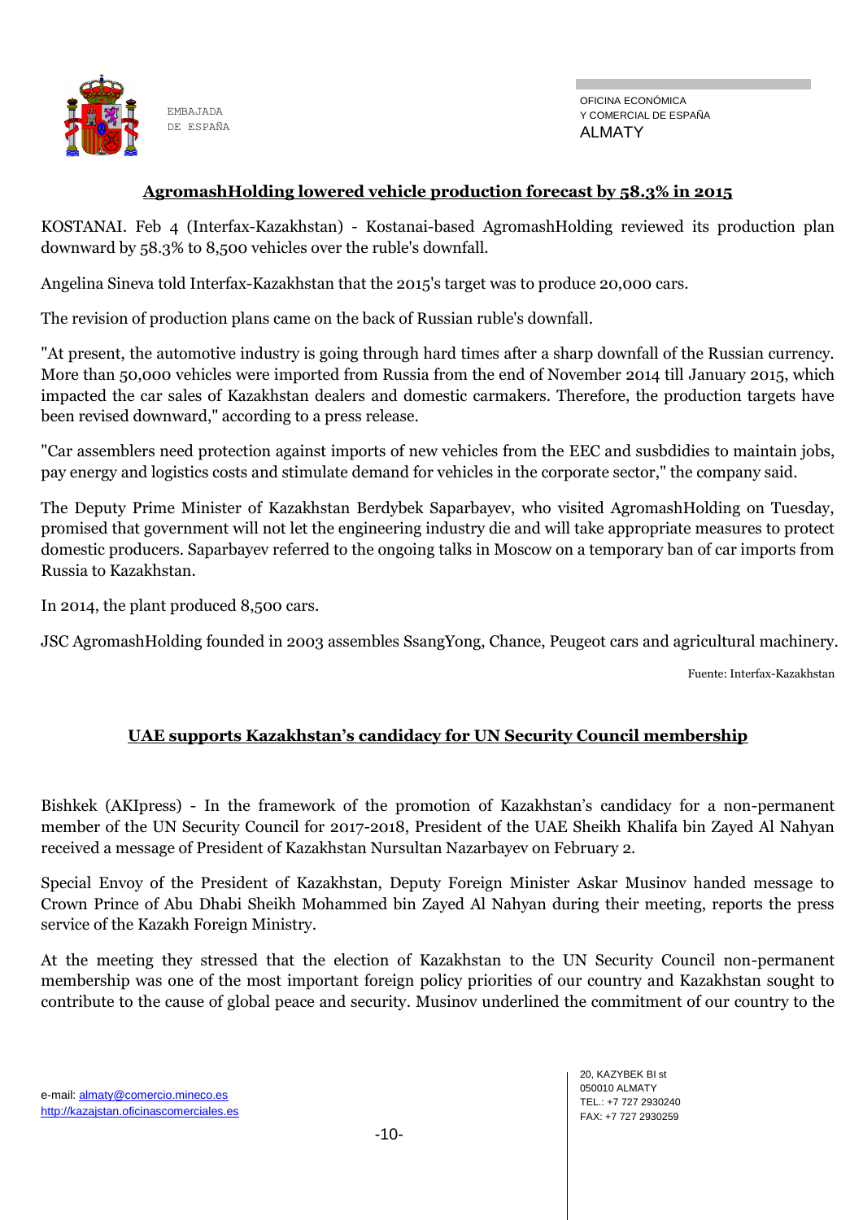## AgromashHolding lowered vehicle production forecast by 58.3% in 2015

KOSTANAI. Feb 4 (Interfax-Kazakhstan) - Kostanai-based AgromashHolding reviewed its production plan downward by 58.3% to 8,500 vehicles over the ruble's downfall.

Angelina Sineva told Interfax-Kazakhstan that the 2015's target was to produce 20,000 cars.

The revision of production plans came on the back of Russian ruble's downfall.

"At present, the automotive industry is going through hard times after a sharp downfall of the Russian currency. More than 50,000 vehicles were imported from Russia from the end of November 2014 till January 2015, which impacted the car sales of Kazakhstan dealers and domestic carmakers. Therefore, the production targets have been revised downward," according to a press release.

"Car assemblers need protection against imports of new vehicles from the EEC and susbdidies to maintain jobs, pay energy and logistics costs and stimulate demand for vehicles in the corporate sector," the company said.

The Deputy Prime Minister of Kazakhstan Berdybek Saparbayev, who visited AgromashHolding on Tuesday, promised that government will not let the engineering industry die and will take appropriate measures to protect domestic producers. Saparbayev referred to the ongoing talks in Moscow on a temporary ban of car imports from Russia to Kazakhstan.

In 2014, the plant produced 8,500 cars.

JSC AgromashHolding founded in 2003 assembles SsangYong, Chance, Peugeot cars and agricultural machinery.

Fuente: Interfax-Kazakhstan

## UAE supports Kazakhstan's candidacy for UN Security Council membership

Bishkek (AKIpress) - In the framework of the promotion of Kazakhstan's candidacy for a non-permanent member of the UN Security Council for 2017-2018, President of the UAE Sheikh Khalifa bin Zayed Al Nahyan received a message of President of Kazakhstan Nursultan Nazarbayev on February 2.

Special Envoy of the President of Kazakhstan, Deputy Foreign Minister Askar Musinov handed message to Crown Prince of Abu Dhabi Sheikh Mohammed bin Zayed Al Nahyan during their meeting, reports the press service of the Kazakh Foreign Ministry.

At the meeting they stressed that the election of Kazakhstan to the UN Security Council non-permanent membership was one of the most important foreign policy priorities of our country and Kazakhstan sought to contribute to the cause of global peace and security. Musinov underlined the commitment of our country to the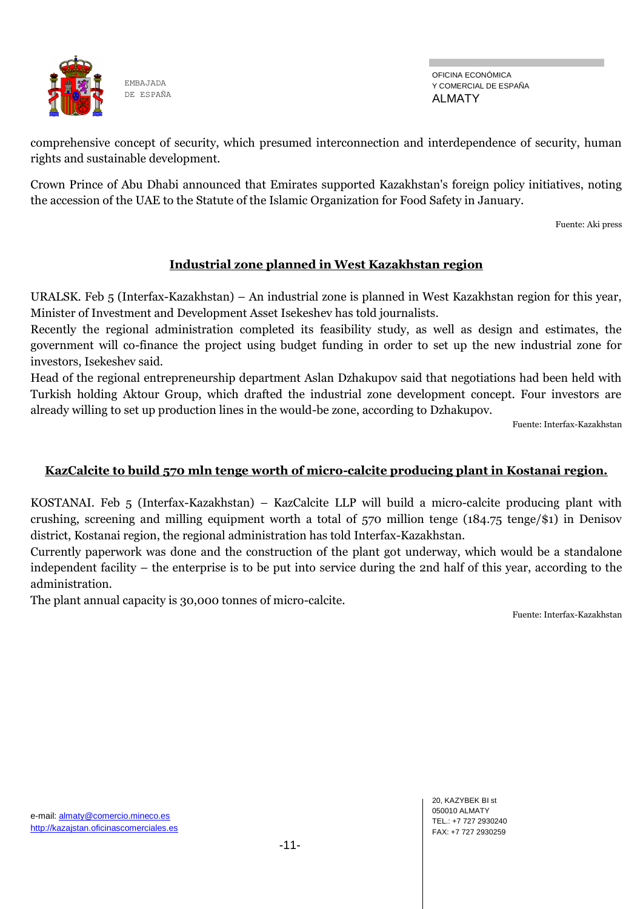comprehensive concept of security, which presumed interconnection and interdependence of security, human rights and sustainable development.

Crown Prince of Abu Dhabi announced that Emirates supported Kazakhstan's foreign policy initiatives, noting the accession of the UAE to the Statute of the Islamic Organization for Food Safety in January.

Fuente: Aki press

## Industrial zone planned in West Kazakhstan region

URALSK. Feb 5 (Interfax-Kazakhstan) – An industrial zone is planned in West Kazakhstan region for this year, Minister of Investment and Development Asset Isekeshev has told journalists.

Recently the regional administration completed its feasibility study, as well as design and estimates, the government will co-finance the project using budget funding in order to set up the new industrial zone for investors, Isekeshev said.

Head of the regional entrepreneurship department Aslan Dzhakupov said that negotiations had been held with Turkish holding Aktour Group, which drafted the industrial zone development concept. Four investors are already willing to set up production lines in the would-be zone, according to Dzhakupov.

Fuente: Interfax-Kazakhstan

## KazCalcite to build 570 mln tenge worth of micro-calcite producing plant in Kostanai region.

KOSTANAI. Feb 5 (Interfax-Kazakhstan) – KazCalcite LLP will build a micro-calcite producing plant with crushing, screening and milling equipment worth a total of 570 million tenge (184.75 tenge/$1) in Denisov district, Kostanai region, the regional administration has told Interfax-Kazakhstan.

Currently paperwork was done and the construction of the plant got underway, which would be a standalone independent facility – the enterprise is to be put into service during the 2nd half of this year, according to the administration.

The plant annual capacity is 30,000 tonnes of micro-calcite.

Fuente: Interfax-Kazakhstan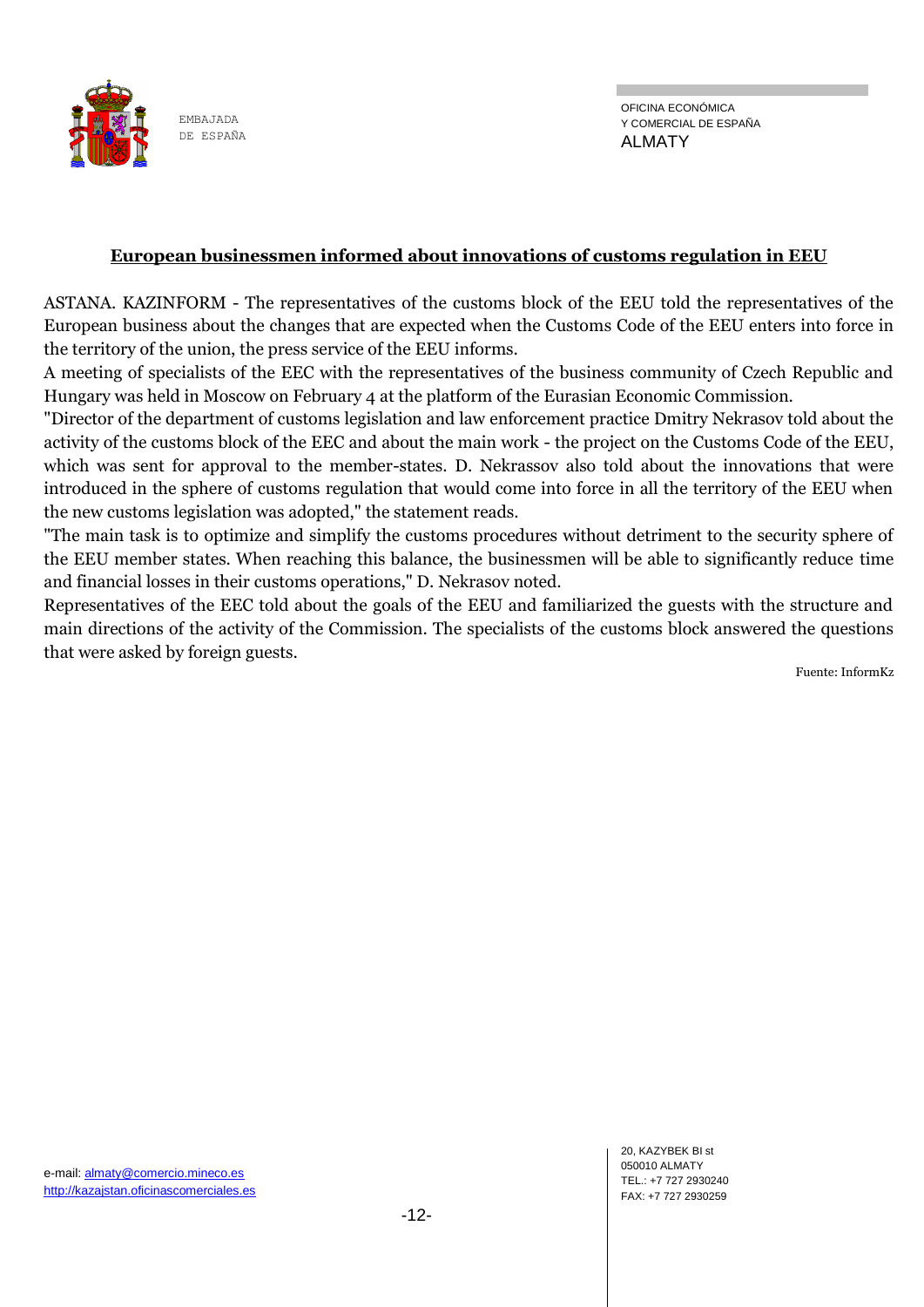## European businessmen informed about innovations of customs regulation in EEU

ASTANA. KAZINFORM - The representatives of the customs block of the EEU told the representatives of the European business about the changes that are expected when the Customs Code of the EEU enters into force in the territory of the union, the press service of the EEU informs.

A meeting of specialists of the EEC with the representatives of the business community of Czech Republic and Hungary was held in Moscow on February 4 at the platform of the Eurasian Economic Commission.

"Director of the department of customs legislation and law enforcement practice Dmitry Nekrasov told about the activity of the customs block of the EEC and about the main work - the project on the Customs Code of the EEU, which was sent for approval to the member-states. D. Nekrassov also told about the innovations that were introduced in the sphere of customs regulation that would come into force in all the territory of the EEU when the new customs legislation was adopted," the statement reads.

"The main task is to optimize and simplify the customs procedures without detriment to the security sphere of the EEU member states. When reaching this balance, the businessmen will be able to significantly reduce time and financial losses in their customs operations," D. Nekrasov noted.

Representatives of the EEC told about the goals of the EEU and familiarized the guests with the structure and main directions of the activity of the Commission. The specialists of the customs block answered the questions that were asked by foreign guests.

Fuente: InformKz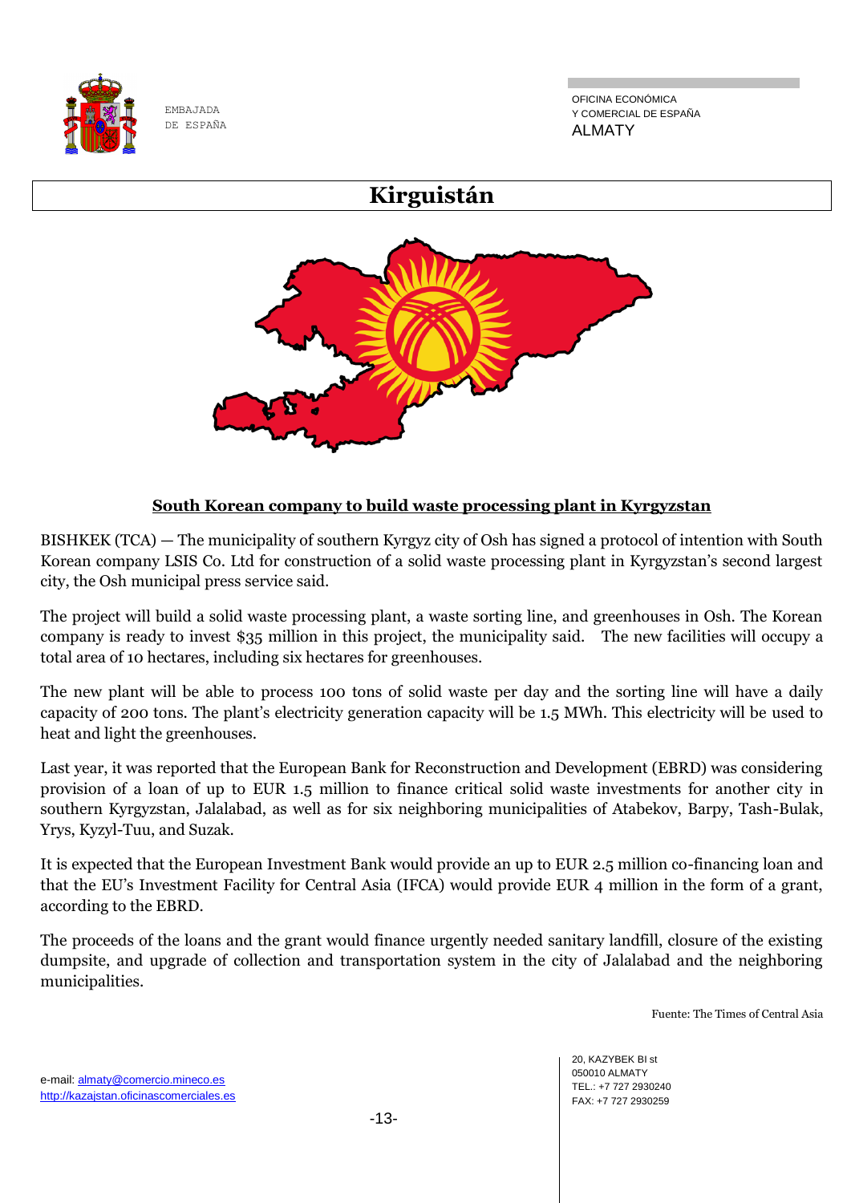# Kirguistán

## South Korean company to build waste processing plant in Kyrgyzstan

BISHKEK (TCA) — The municipality of southern Kyrgyz city of Osh has signed a protocol of intention with South Korean company LSIS Co. Ltd for construction of a solid waste processing plant in Kyrgyzstan's second largest city, the Osh municipal press service said.

The project will build a solid waste processing plant, a waste sorting line, and greenhouses in Osh. The Korean company is ready to invest $35 million in this project, the municipality said. The new facilities will occupy a total area of 10 hectares, including six hectares for greenhouses.

The new plant will be able to process 100 tons of solid waste per day and the sorting line will have a daily capacity of 200 tons. The plant's electricity generation capacity will be 1.5 MWh. This electricity will be used to heat and light the greenhouses.

Last year, it was reported that the European Bank for Reconstruction and Development (EBRD) was considering provision of a loan of up to EUR 1.5 million to finance critical solid waste investments for another city in southern Kyrgyzstan, Jalalabad, as well as for six neighboring municipalities of Atabekov, Barpy, Tash-Bulak, Yrys, Kyzyl-Tuu, and Suzak.

It is expected that the European Investment Bank would provide an up to EUR 2.5 million co-financing loan and that the EU's Investment Facility for Central Asia (IFCA) would provide EUR 4 million in the form of a grant, according to the EBRD.

The proceeds of the loans and the grant would finance urgently needed sanitary landfill, closure of the existing dumpsite, and upgrade of collection and transportation system in the city of Jalalabad and the neighboring municipalities.

Fuente: The Times of Central Asia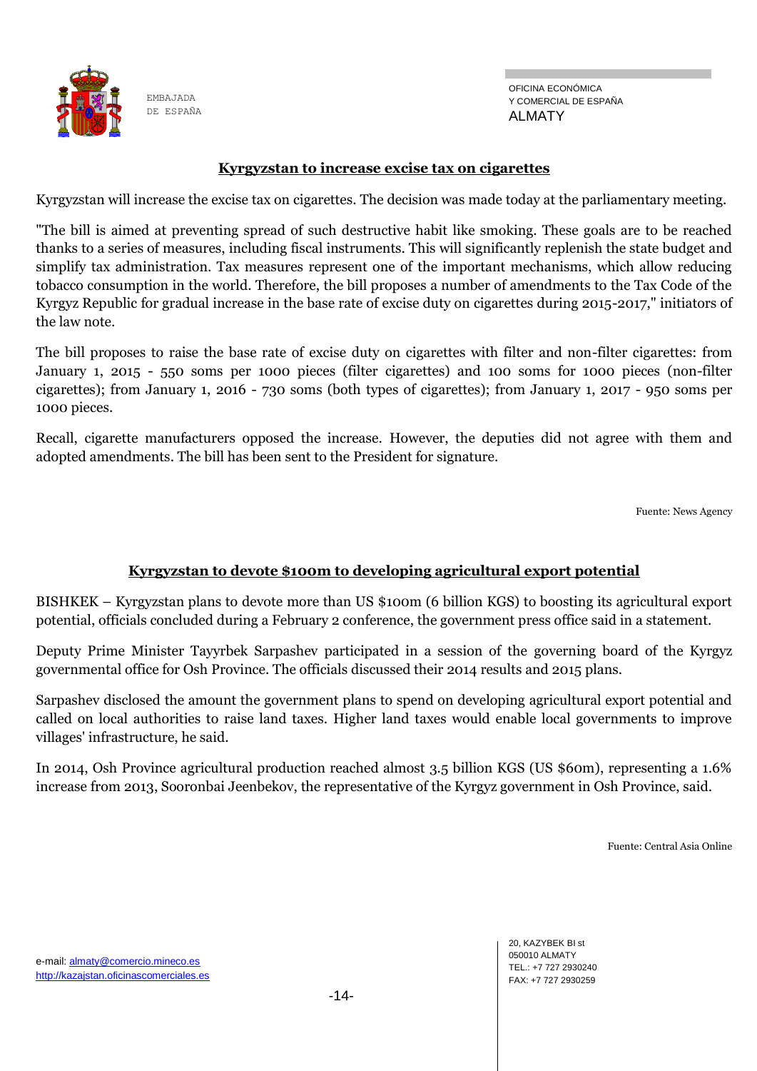## Kyrgyzstan to increase excise tax on cigarettes

Kyrgyzstan will increase the excise tax on cigarettes. The decision was made today at the parliamentary meeting.

"The bill is aimed at preventing spread of such destructive habit like smoking. These goals are to be reached thanks to a series of measures, including fiscal instruments. This will significantly replenish the state budget and simplify tax administration. Tax measures represent one of the important mechanisms, which allow reducing tobacco consumption in the world. Therefore, the bill proposes a number of amendments to the Tax Code of the Kyrgyz Republic for gradual increase in the base rate of excise duty on cigarettes during 2015-2017," initiators of the law note.

The bill proposes to raise the base rate of excise duty on cigarettes with filter and non-filter cigarettes: from January 1, 2015 - 550 soms per 1000 pieces (filter cigarettes) and 100 soms for 1000 pieces (non-filter cigarettes); from January 1, 2016 - 730 soms (both types of cigarettes); from January 1, 2017 - 950 soms per 1000 pieces.

Recall, cigarette manufacturers opposed the increase. However, the deputies did not agree with them and adopted amendments. The bill has been sent to the President for signature.

Fuente: News Agency

## Kyrgyzstan to devote $100m to developing agricultural export potential

BISHKEK – Kyrgyzstan plans to devote more than US $100m (6 billion KGS) to boosting its agricultural export potential, officials concluded during a February 2 conference, the government press office said in a statement.

Deputy Prime Minister Tayyrbek Sarpashev participated in a session of the governing board of the Kyrgyz governmental office for Osh Province. The officials discussed their 2014 results and 2015 plans.

Sarpashev disclosed the amount the government plans to spend on developing agricultural export potential and called on local authorities to raise land taxes. Higher land taxes would enable local governments to improve villages' infrastructure, he said.

In 2014, Osh Province agricultural production reached almost 3.5 billion KGS (US $60m), representing a 1.6% increase from 2013, Sooronbai Jeenbekov, the representative of the Kyrgyz government in Osh Province, said.

Fuente: Central Asia Online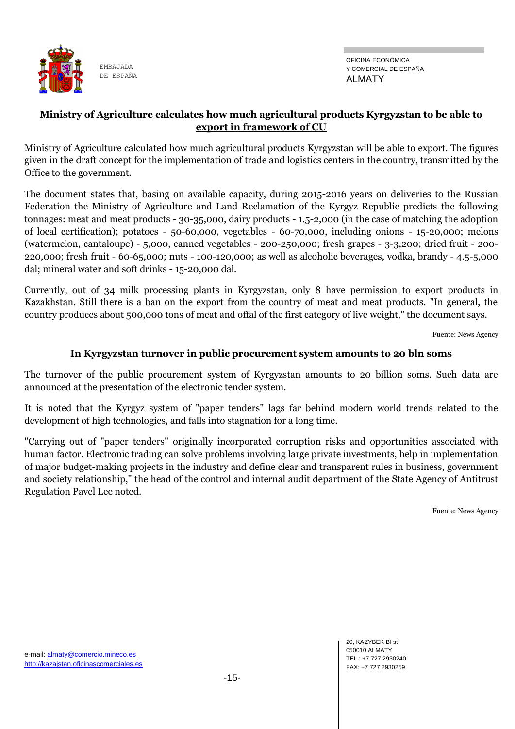## Ministry of Agriculture calculates how much agricultural products Kyrgyzstan to be able to export in framework of CU

Ministry of Agriculture calculated how much agricultural products Kyrgyzstan will be able to export. The figures given in the draft concept for the implementation of trade and logistics centers in the country, transmitted by the Office to the government.

The document states that, basing on available capacity, during 2015-2016 years on deliveries to the Russian Federation the Ministry of Agriculture and Land Reclamation of the Kyrgyz Republic predicts the following tonnages: meat and meat products - 30-35,000, dairy products - 1.5-2,000 (in the case of matching the adoption of local certification); potatoes - 50-60,000, vegetables - 60-70,000, including onions - 15-20,000; melons (watermelon, cantaloupe) - 5,000, canned vegetables - 200-250,000; fresh grapes - 3-3,200; dried fruit - 200-220,000; fresh fruit - 60-65,000; nuts - 100-120,000; as well as alcoholic beverages, vodka, brandy - 4.5-5,000 dal; mineral water and soft drinks - 15-20,000 dal.

Currently, out of 34 milk processing plants in Kyrgyzstan, only 8 have permission to export products in Kazakhstan. Still there is a ban on the export from the country of meat and meat products. "In general, the country produces about 500,000 tons of meat and offal of the first category of live weight," the document says.

Fuente: News Agency

## In Kyrgyzstan turnover in public procurement system amounts to 20 bln soms

The turnover of the public procurement system of Kyrgyzstan amounts to 20 billion soms. Such data are announced at the presentation of the electronic tender system.

It is noted that the Kyrgyz system of "paper tenders" lags far behind modern world trends related to the development of high technologies, and falls into stagnation for a long time.

"Carrying out of "paper tenders" originally incorporated corruption risks and opportunities associated with human factor. Electronic trading can solve problems involving large private investments, help in implementation of major budget-making projects in the industry and define clear and transparent rules in business, government and society relationship," the head of the control and internal audit department of the State Agency of Antitrust Regulation Pavel Lee noted.

Fuente: News Agency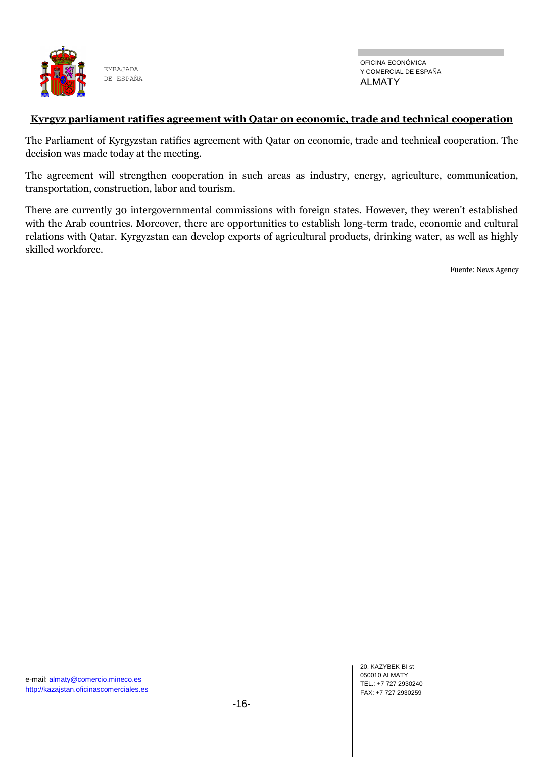## Kyrgyz parliament ratifies agreement with Qatar on economic, trade and technical cooperation

The Parliament of Kyrgyzstan ratifies agreement with Qatar on economic, trade and technical cooperation. The decision was made today at the meeting.

The agreement will strengthen cooperation in such areas as industry, energy, agriculture, communication, transportation, construction, labor and tourism.

There are currently 30 intergovernmental commissions with foreign states. However, they weren't established with the Arab countries. Moreover, there are opportunities to establish long-term trade, economic and cultural relations with Qatar. Kyrgyzstan can develop exports of agricultural products, drinking water, as well as highly skilled workforce.

Fuente: News Agency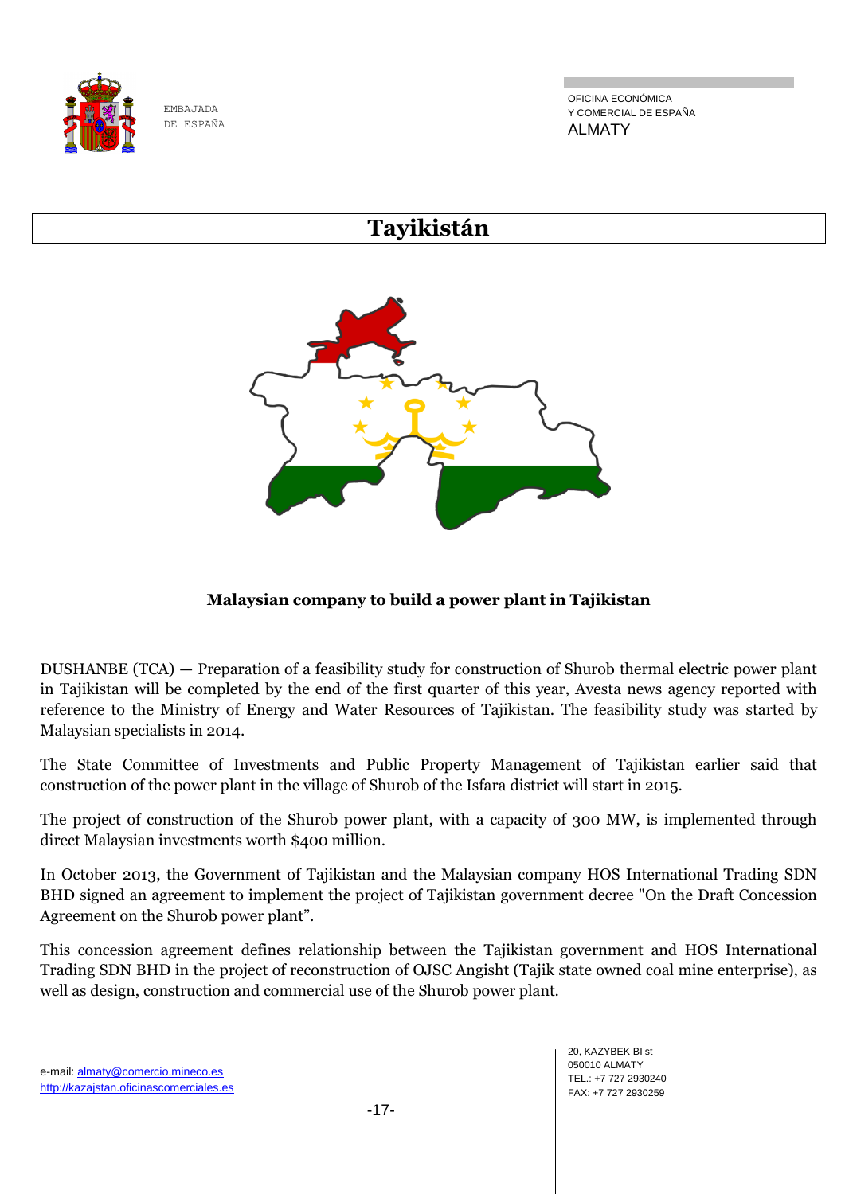# Tayikistán

## Malaysian company to build a power plant in Tajikistan

DUSHANBE (TCA) — Preparation of a feasibility study for construction of Shurob thermal electric power plant in Tajikistan will be completed by the end of the first quarter of this year, Avesta news agency reported with reference to the Ministry of Energy and Water Resources of Tajikistan. The feasibility study was started by Malaysian specialists in 2014.

The State Committee of Investments and Public Property Management of Tajikistan earlier said that construction of the power plant in the village of Shurob of the Isfara district will start in 2015.

The project of construction of the Shurob power plant, with a capacity of 300 MW, is implemented through direct Malaysian investments worth $400 million.

In October 2013, the Government of Tajikistan and the Malaysian company HOS International Trading SDN BHD signed an agreement to implement the project of Tajikistan government decree "On the Draft Concession Agreement on the Shurob power plant".

This concession agreement defines relationship between the Tajikistan government and HOS International Trading SDN BHD in the project of reconstruction of OJSC Angisht (Tajik state owned coal mine enterprise), as well as design, construction and commercial use of the Shurob power plant.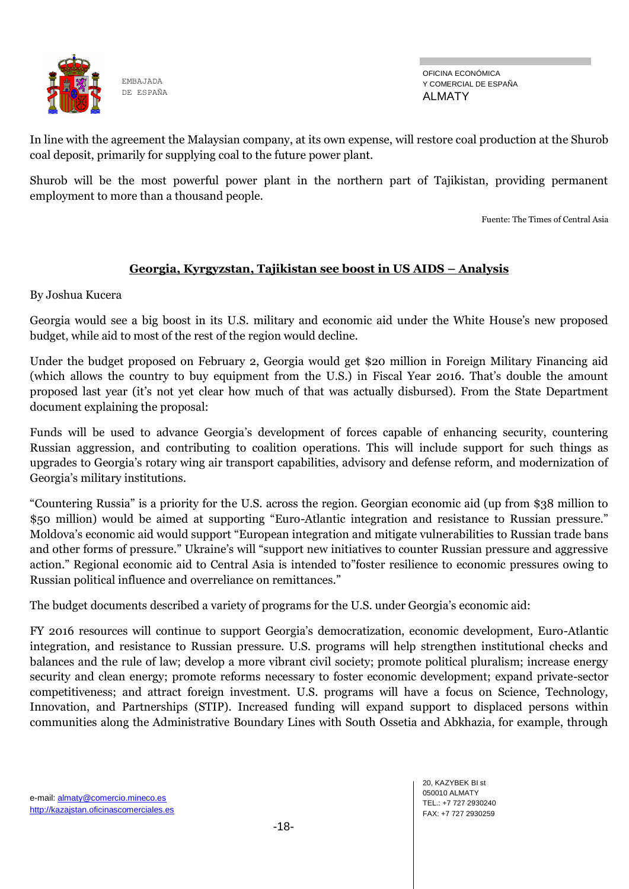In line with the agreement the Malaysian company, at its own expense, will restore coal production at the Shurob coal deposit, primarily for supplying coal to the future power plant.

Shurob will be the most powerful power plant in the northern part of Tajikistan, providing permanent employment to more than a thousand people.

Fuente: The Times of Central Asia

## Georgia, Kyrgyzstan, Tajikistan see boost in US AIDS – Analysis

By Joshua Kucera

Georgia would see a big boost in its U.S. military and economic aid under the White House's new proposed budget, while aid to most of the rest of the region would decline.

Under the budget proposed on February 2, Georgia would get $20 million in Foreign Military Financing aid (which allows the country to buy equipment from the U.S.) in Fiscal Year 2016. That's double the amount proposed last year (it's not yet clear how much of that was actually disbursed). From the State Department document explaining the proposal:

Funds will be used to advance Georgia's development of forces capable of enhancing security, countering Russian aggression, and contributing to coalition operations. This will include support for such things as upgrades to Georgia's rotary wing air transport capabilities, advisory and defense reform, and modernization of Georgia's military institutions.

"Countering Russia" is a priority for the U.S. across the region. Georgian economic aid (up from $38 million to $50 million) would be aimed at supporting "Euro-Atlantic integration and resistance to Russian pressure." Moldova's economic aid would support "European integration and mitigate vulnerabilities to Russian trade bans and other forms of pressure." Ukraine's will "support new initiatives to counter Russian pressure and aggressive action." Regional economic aid to Central Asia is intended to"foster resilience to economic pressures owing to Russian political influence and overreliance on remittances."

The budget documents described a variety of programs for the U.S. under Georgia's economic aid:

FY 2016 resources will continue to support Georgia's democratization, economic development, Euro-Atlantic integration, and resistance to Russian pressure. U.S. programs will help strengthen institutional checks and balances and the rule of law; develop a more vibrant civil society; promote political pluralism; increase energy security and clean energy; promote reforms necessary to foster economic development; expand private-sector competitiveness; and attract foreign investment. U.S. programs will have a focus on Science, Technology, Innovation, and Partnerships (STIP). Increased funding will expand support to displaced persons within communities along the Administrative Boundary Lines with South Ossetia and Abkhazia, for example, through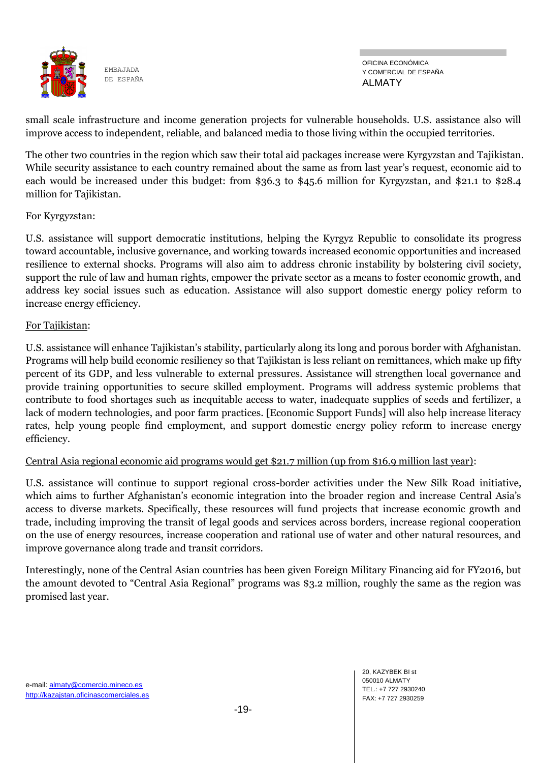small scale infrastructure and income generation projects for vulnerable households. U.S. assistance also will improve access to independent, reliable, and balanced media to those living within the occupied territories.

The other two countries in the region which saw their total aid packages increase were Kyrgyzstan and Tajikistan. While security assistance to each country remained about the same as from last year's request, economic aid to each would be increased under this budget: from $36.3 to $45.6 million for Kyrgyzstan, and $21.1 to $28.4 million for Tajikistan.

For Kyrgyzstan:

U.S. assistance will support democratic institutions, helping the Kyrgyz Republic to consolidate its progress toward accountable, inclusive governance, and working towards increased economic opportunities and increased resilience to external shocks. Programs will also aim to address chronic instability by bolstering civil society, support the rule of law and human rights, empower the private sector as a means to foster economic growth, and address key social issues such as education. Assistance will also support domestic energy policy reform to increase energy efficiency.

<u>For Tajikistan</u>:

U.S. assistance will enhance Tajikistan's stability, particularly along its long and porous border with Afghanistan. Programs will help build economic resiliency so that Tajikistan is less reliant on remittances, which make up fifty percent of its GDP, and less vulnerable to external pressures. Assistance will strengthen local governance and provide training opportunities to secure skilled employment. Programs will address systemic problems that contribute to food shortages such as inequitable access to water, inadequate supplies of seeds and fertilizer, a lack of modern technologies, and poor farm practices. [Economic Support Funds] will also help increase literacy rates, help young people find employment, and support domestic energy policy reform to increase energy efficiency.

<u>Central Asia regional economic aid programs would get $21.7 million (up from $16.9 million last year)</u>:

U.S. assistance will continue to support regional cross-border activities under the New Silk Road initiative, which aims to further Afghanistan's economic integration into the broader region and increase Central Asia's access to diverse markets. Specifically, these resources will fund projects that increase economic growth and trade, including improving the transit of legal goods and services across borders, increase regional cooperation on the use of energy resources, increase cooperation and rational use of water and other natural resources, and improve governance along trade and transit corridors.

Interestingly, none of the Central Asian countries has been given Foreign Military Financing aid for FY2016, but the amount devoted to "Central Asia Regional" programs was $3.2 million, roughly the same as the region was promised last year.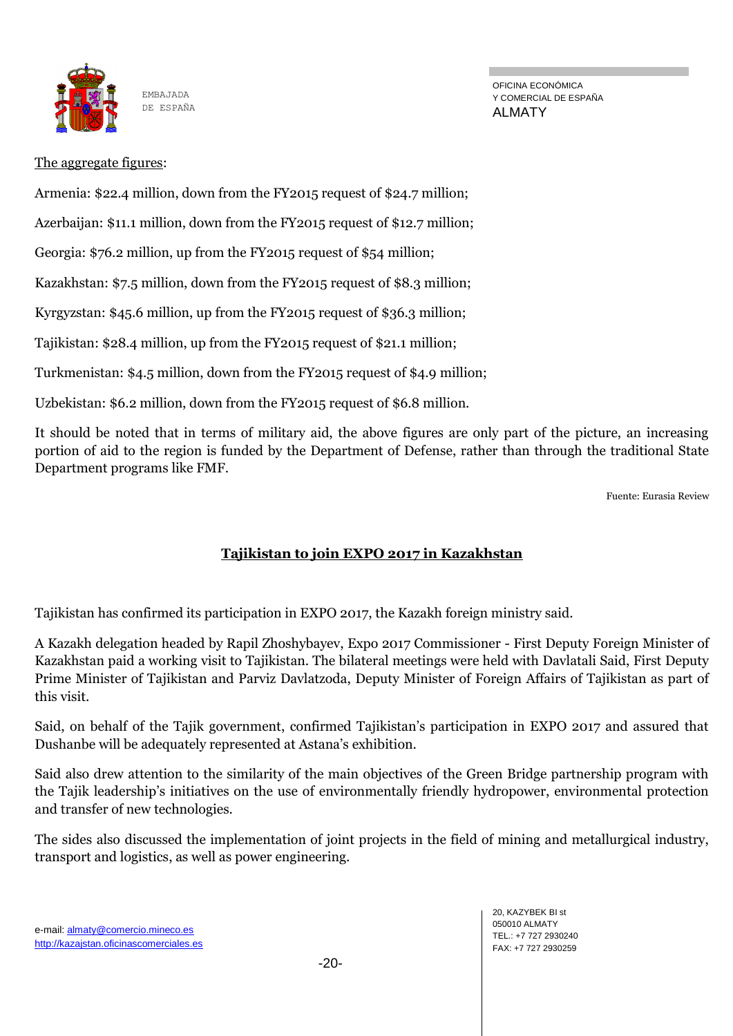The aggregate figures:

Armenia: $22.4 million, down from the FY2015 request of $24.7 million;

Azerbaijan: $11.1 million, down from the FY2015 request of $12.7 million;

Georgia: $76.2 million, up from the FY2015 request of $54 million;

Kazakhstan: $7.5 million, down from the FY2015 request of $8.3 million;

Kyrgyzstan: $45.6 million, up from the FY2015 request of $36.3 million;

Tajikistan: $28.4 million, up from the FY2015 request of $21.1 million;

Turkmenistan: $4.5 million, down from the FY2015 request of $4.9 million;

Uzbekistan: $6.2 million, down from the FY2015 request of $6.8 million.

It should be noted that in terms of military aid, the above figures are only part of the picture, an increasing portion of aid to the region is funded by the Department of Defense, rather than through the traditional State Department programs like FMF.

Fuente: Eurasia Review

## Tajikistan to join EXPO 2017 in Kazakhstan

Tajikistan has confirmed its participation in EXPO 2017, the Kazakh foreign ministry said.

A Kazakh delegation headed by Rapil Zhoshybayev, Expo 2017 Commissioner - First Deputy Foreign Minister of Kazakhstan paid a working visit to Tajikistan. The bilateral meetings were held with Davlatali Said, First Deputy Prime Minister of Tajikistan and Parviz Davlatzoda, Deputy Minister of Foreign Affairs of Tajikistan as part of this visit.

Said, on behalf of the Tajik government, confirmed Tajikistan's participation in EXPO 2017 and assured that Dushanbe will be adequately represented at Astana's exhibition.

Said also drew attention to the similarity of the main objectives of the Green Bridge partnership program with the Tajik leadership's initiatives on the use of environmentally friendly hydropower, environmental protection and transfer of new technologies.

The sides also discussed the implementation of joint projects in the field of mining and metallurgical industry, transport and logistics, as well as power engineering.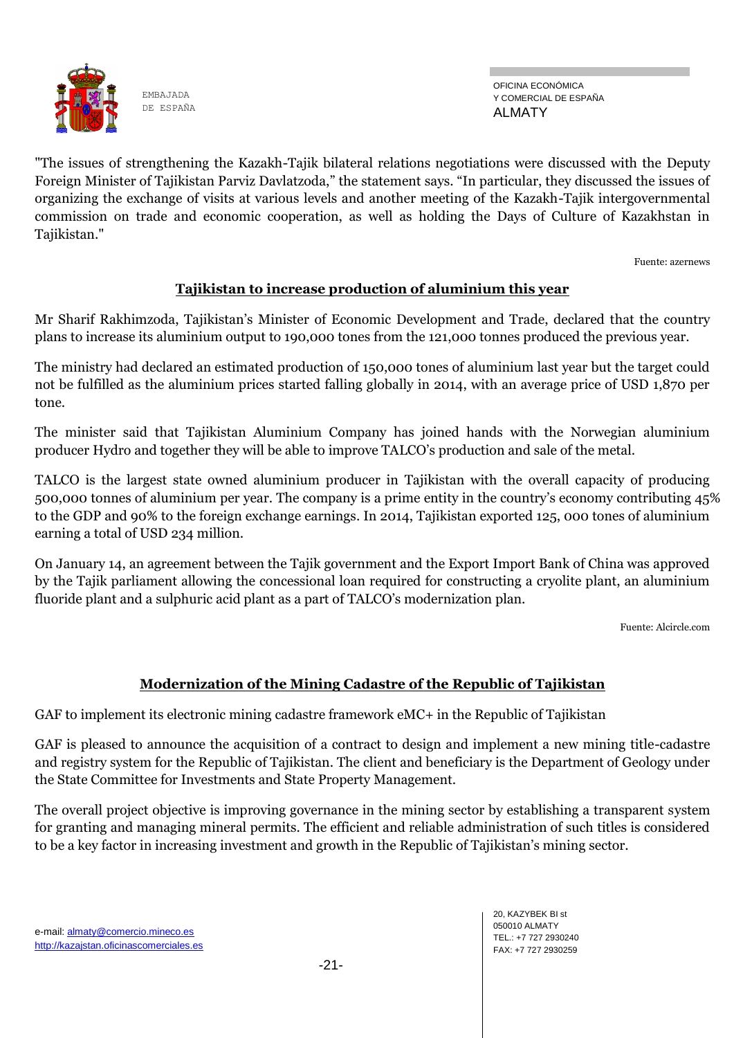"The issues of strengthening the Kazakh-Tajik bilateral relations negotiations were discussed with the Deputy Foreign Minister of Tajikistan Parviz Davlatzoda," the statement says. "In particular, they discussed the issues of organizing the exchange of visits at various levels and another meeting of the Kazakh-Tajik intergovernmental commission on trade and economic cooperation, as well as holding the Days of Culture of Kazakhstan in Tajikistan."

Fuente: azernews

## Tajikistan to increase production of aluminium this year

Mr Sharif Rakhimzoda, Tajikistan's Minister of Economic Development and Trade, declared that the country plans to increase its aluminium output to 190,000 tones from the 121,000 tonnes produced the previous year.

The ministry had declared an estimated production of 150,000 tones of aluminium last year but the target could not be fulfilled as the aluminium prices started falling globally in 2014, with an average price of USD 1,870 per tone.

The minister said that Tajikistan Aluminium Company has joined hands with the Norwegian aluminium producer Hydro and together they will be able to improve TALCO's production and sale of the metal.

TALCO is the largest state owned aluminium producer in Tajikistan with the overall capacity of producing 500,000 tonnes of aluminium per year. The company is a prime entity in the country's economy contributing 45% to the GDP and 90% to the foreign exchange earnings. In 2014, Tajikistan exported 125, 000 tones of aluminium earning a total of USD 234 million.

On January 14, an agreement between the Tajik government and the Export Import Bank of China was approved by the Tajik parliament allowing the concessional loan required for constructing a cryolite plant, an aluminium fluoride plant and a sulphuric acid plant as a part of TALCO's modernization plan.

Fuente: Alcircle.com

## Modernization of the Mining Cadastre of the Republic of Tajikistan

GAF to implement its electronic mining cadastre framework eMC+ in the Republic of Tajikistan

GAF is pleased to announce the acquisition of a contract to design and implement a new mining title-cadastre and registry system for the Republic of Tajikistan. The client and beneficiary is the Department of Geology under the State Committee for Investments and State Property Management.

The overall project objective is improving governance in the mining sector by establishing a transparent system for granting and managing mineral permits. The efficient and reliable administration of such titles is considered to be a key factor in increasing investment and growth in the Republic of Tajikistan's mining sector.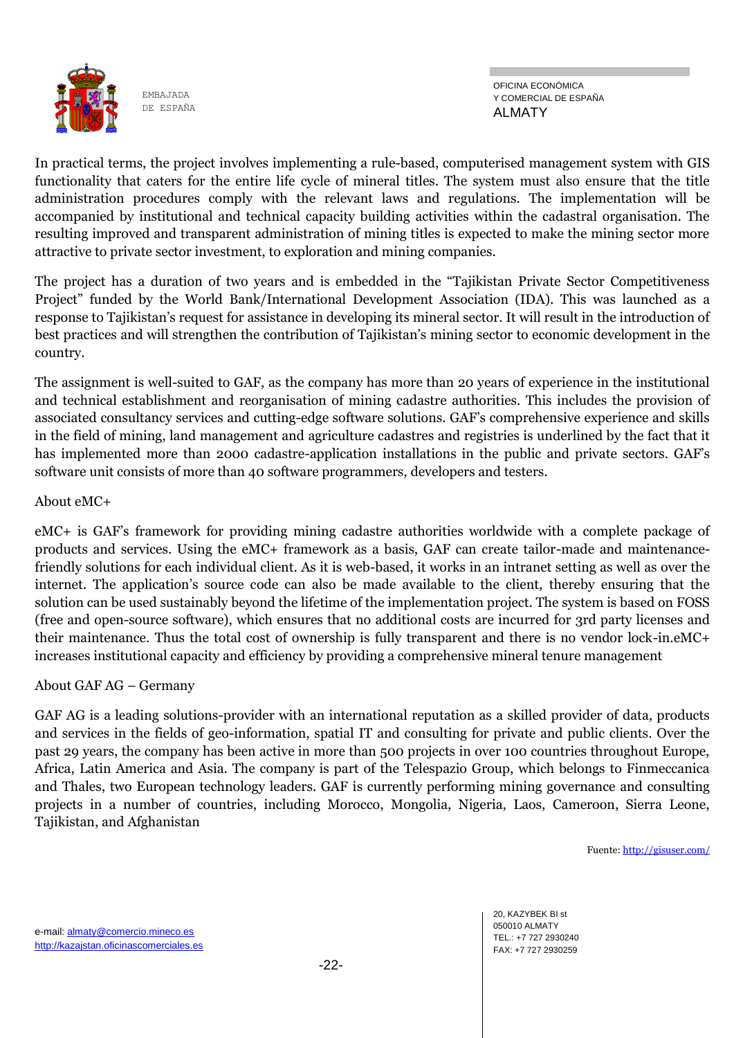In practical terms, the project involves implementing a rule-based, computerised management system with GIS functionality that caters for the entire life cycle of mineral titles. The system must also ensure that the title administration procedures comply with the relevant laws and regulations. The implementation will be accompanied by institutional and technical capacity building activities within the cadastral organisation. The resulting improved and transparent administration of mining titles is expected to make the mining sector more attractive to private sector investment, to exploration and mining companies.

The project has a duration of two years and is embedded in the "Tajikistan Private Sector Competitiveness Project" funded by the World Bank/International Development Association (IDA). This was launched as a response to Tajikistan's request for assistance in developing its mineral sector. It will result in the introduction of best practices and will strengthen the contribution of Tajikistan's mining sector to economic development in the country.

The assignment is well-suited to GAF, as the company has more than 20 years of experience in the institutional and technical establishment and reorganisation of mining cadastre authorities. This includes the provision of associated consultancy services and cutting-edge software solutions. GAF's comprehensive experience and skills in the field of mining, land management and agriculture cadastres and registries is underlined by the fact that it has implemented more than 2000 cadastre-application installations in the public and private sectors. GAF's software unit consists of more than 40 software programmers, developers and testers.

About eMC+

eMC+ is GAF's framework for providing mining cadastre authorities worldwide with a complete package of products and services. Using the eMC+ framework as a basis, GAF can create tailor-made and maintenance-friendly solutions for each individual client. As it is web-based, it works in an intranet setting as well as over the internet. The application's source code can also be made available to the client, thereby ensuring that the solution can be used sustainably beyond the lifetime of the implementation project. The system is based on FOSS (free and open-source software), which ensures that no additional costs are incurred for 3rd party licenses and their maintenance. Thus the total cost of ownership is fully transparent and there is no vendor lock-in.eMC+ increases institutional capacity and efficiency by providing a comprehensive mineral tenure management

About GAF AG – Germany

GAF AG is a leading solutions-provider with an international reputation as a skilled provider of data, products and services in the fields of geo-information, spatial IT and consulting for private and public clients. Over the past 29 years, the company has been active in more than 500 projects in over 100 countries throughout Europe, Africa, Latin America and Asia. The company is part of the Telespazio Group, which belongs to Finmeccanica and Thales, two European technology leaders. GAF is currently performing mining governance and consulting projects in a number of countries, including Morocco, Mongolia, Nigeria, Laos, Cameroon, Sierra Leone, Tajikistan, and Afghanistan

Fuente: http://gisuser.com/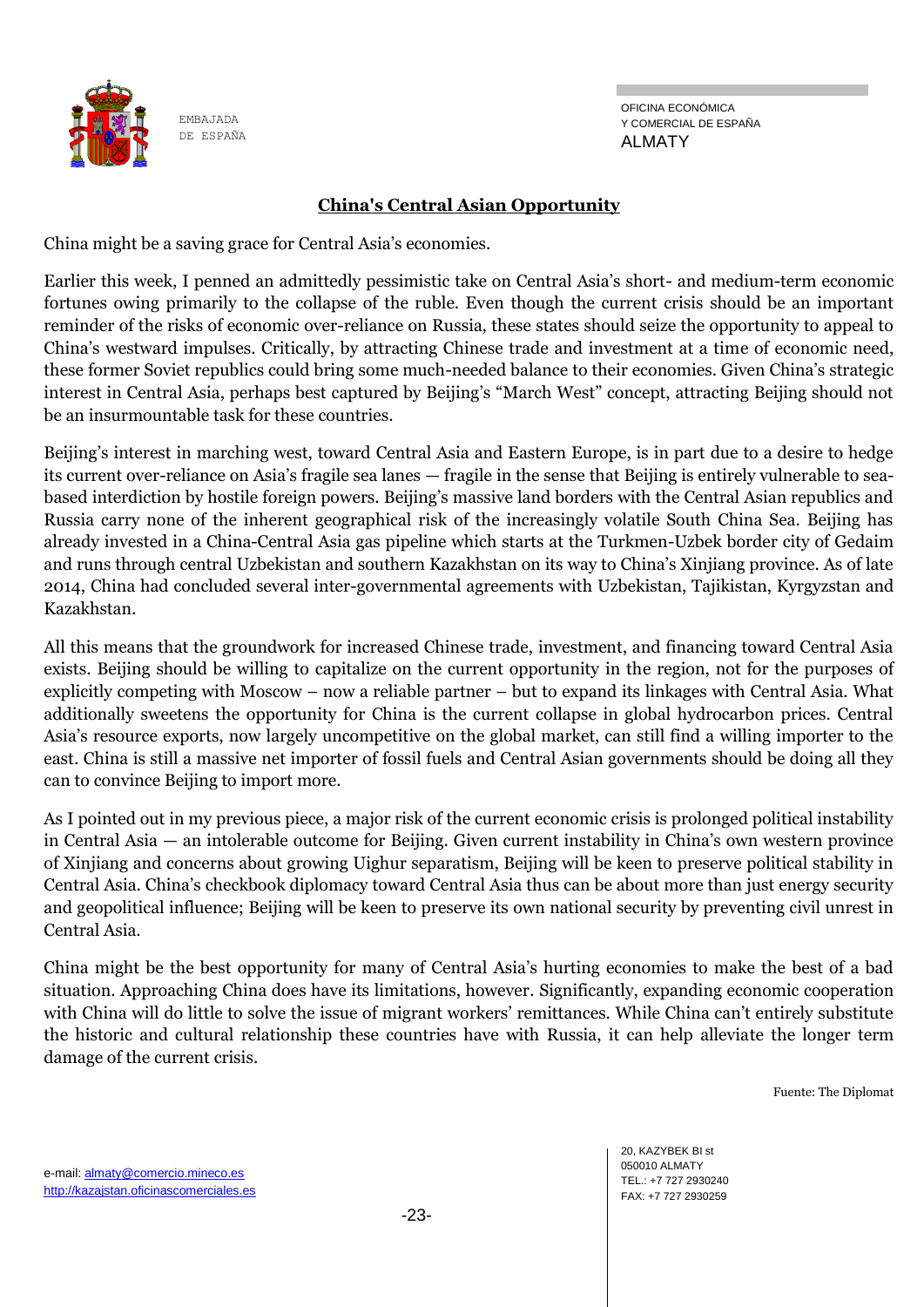## China's Central Asian Opportunity

China might be a saving grace for Central Asia's economies.

Earlier this week, I penned an admittedly pessimistic take on Central Asia's short- and medium-term economic fortunes owing primarily to the collapse of the ruble. Even though the current crisis should be an important reminder of the risks of economic over-reliance on Russia, these states should seize the opportunity to appeal to China's westward impulses. Critically, by attracting Chinese trade and investment at a time of economic need, these former Soviet republics could bring some much-needed balance to their economies. Given China's strategic interest in Central Asia, perhaps best captured by Beijing's "March West" concept, attracting Beijing should not be an insurmountable task for these countries.

Beijing's interest in marching west, toward Central Asia and Eastern Europe, is in part due to a desire to hedge its current over-reliance on Asia's fragile sea lanes — fragile in the sense that Beijing is entirely vulnerable to sea-based interdiction by hostile foreign powers. Beijing's massive land borders with the Central Asian republics and Russia carry none of the inherent geographical risk of the increasingly volatile South China Sea. Beijing has already invested in a China-Central Asia gas pipeline which starts at the Turkmen-Uzbek border city of Gedaim and runs through central Uzbekistan and southern Kazakhstan on its way to China's Xinjiang province. As of late 2014, China had concluded several inter-governmental agreements with Uzbekistan, Tajikistan, Kyrgyzstan and Kazakhstan.

All this means that the groundwork for increased Chinese trade, investment, and financing toward Central Asia exists. Beijing should be willing to capitalize on the current opportunity in the region, not for the purposes of explicitly competing with Moscow – now a reliable partner – but to expand its linkages with Central Asia. What additionally sweetens the opportunity for China is the current collapse in global hydrocarbon prices. Central Asia's resource exports, now largely uncompetitive on the global market, can still find a willing importer to the east. China is still a massive net importer of fossil fuels and Central Asian governments should be doing all they can to convince Beijing to import more.

As I pointed out in my previous piece, a major risk of the current economic crisis is prolonged political instability in Central Asia — an intolerable outcome for Beijing. Given current instability in China's own western province of Xinjiang and concerns about growing Uighur separatism, Beijing will be keen to preserve political stability in Central Asia. China's checkbook diplomacy toward Central Asia thus can be about more than just energy security and geopolitical influence; Beijing will be keen to preserve its own national security by preventing civil unrest in Central Asia.

China might be the best opportunity for many of Central Asia's hurting economies to make the best of a bad situation. Approaching China does have its limitations, however. Significantly, expanding economic cooperation with China will do little to solve the issue of migrant workers' remittances. While China can't entirely substitute the historic and cultural relationship these countries have with Russia, it can help alleviate the longer term damage of the current crisis.

Fuente: The Diplomat